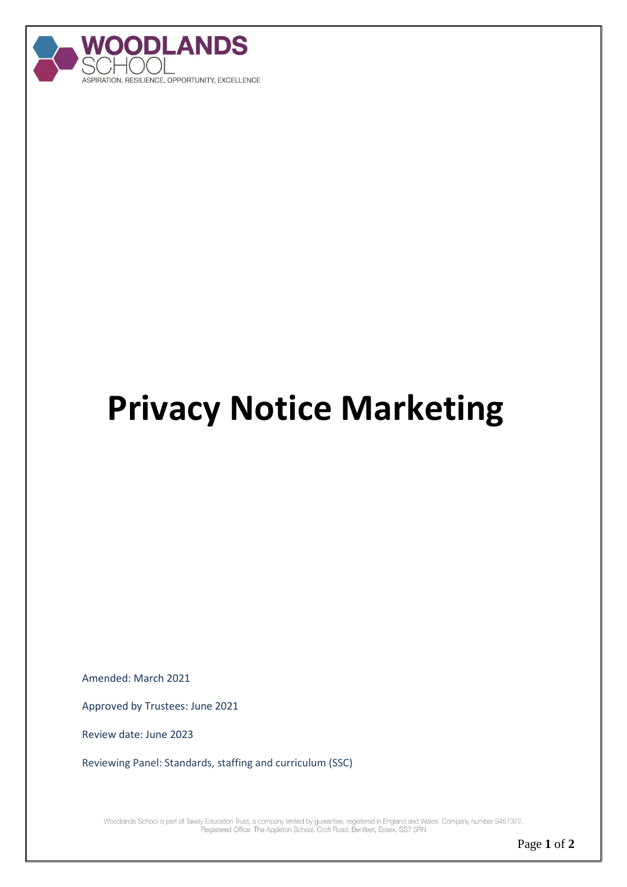WOODLANDS SCHOOL

ASPIRATION, RESILIENCE, OPPORTUNITY, EXCELLENCE

# Privacy Notice Marketing

Amended: March 2021

Approved by Trustees: June 2021

Review date: June 2023

Reviewing Panel: Standards, staffing and curriculum (SSC)

Woodlands School is part of Takely Education Trust, a company limited by guarantee, registered in England and Wales. Company number 9451372.
Registered Office: The Appleton School, Croft Road, Benfleet, Essex, SS7 5RN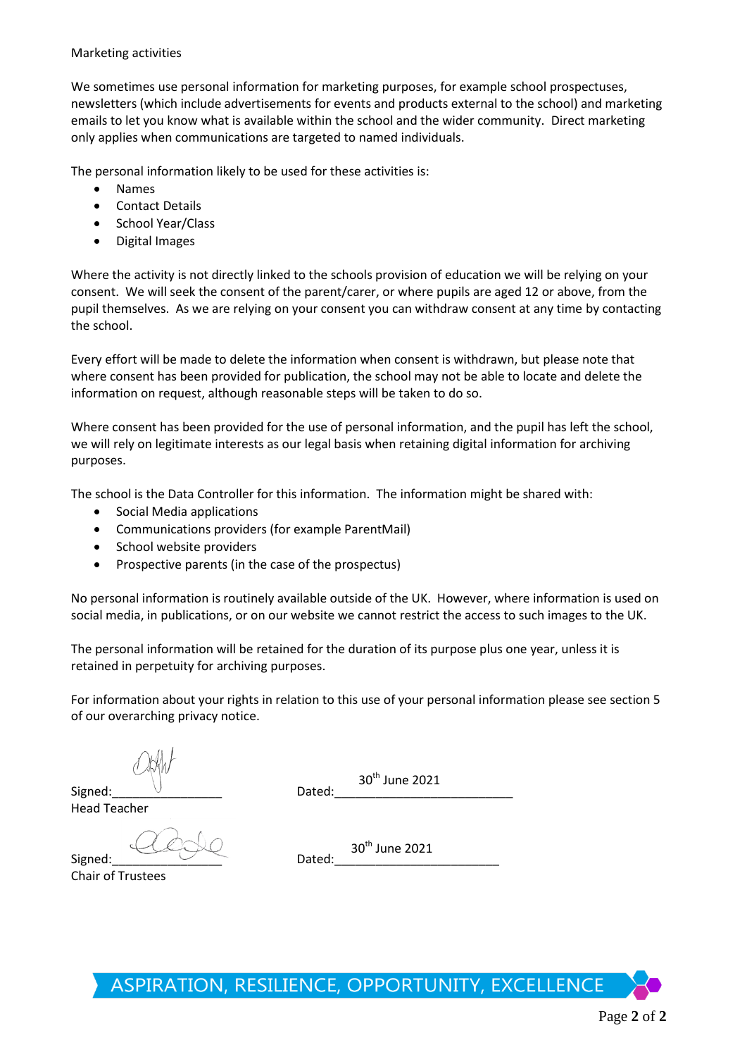Marketing activities

We sometimes use personal information for marketing purposes, for example school prospectuses, newsletters (which include advertisements for events and products external to the school) and marketing emails to let you know what is available within the school and the wider community. Direct marketing only applies when communications are targeted to named individuals.

The personal information likely to be used for these activities is:

- Names
- Contact Details
- School Year/Class
- Digital Images

Where the activity is not directly linked to the schools provision of education we will be relying on your consent. We will seek the consent of the parent/carer, or where pupils are aged 12 or above, from the pupil themselves. As we are relying on your consent you can withdraw consent at any time by contacting the school.

Every effort will be made to delete the information when consent is withdrawn, but please note that where consent has been provided for publication, the school may not be able to locate and delete the information on request, although reasonable steps will be taken to do so.

Where consent has been provided for the use of personal information, and the pupil has left the school, we will rely on legitimate interests as our legal basis when retaining digital information for archiving purposes.

The school is the Data Controller for this information. The information might be shared with:

- Social Media applications
- Communications providers (for example ParentMail)
- School website providers
- Prospective parents (in the case of the prospectus)

No personal information is routinely available outside of the UK. However, where information is used on social media, in publications, or on our website we cannot restrict the access to such images to the UK.

The personal information will be retained for the duration of its purpose plus one year, unless it is retained in perpetuity for archiving purposes.

For information about your rights in relation to this use of your personal information please see section 5 of our overarching privacy notice.

Signed:_________________ Dated: 30th June 2021
Head Teacher

Signed:_________________ Dated: 30th June 2021
Chair of Trustees

ASPIRATION, RESILIENCE, OPPORTUNITY, EXCELLENCE